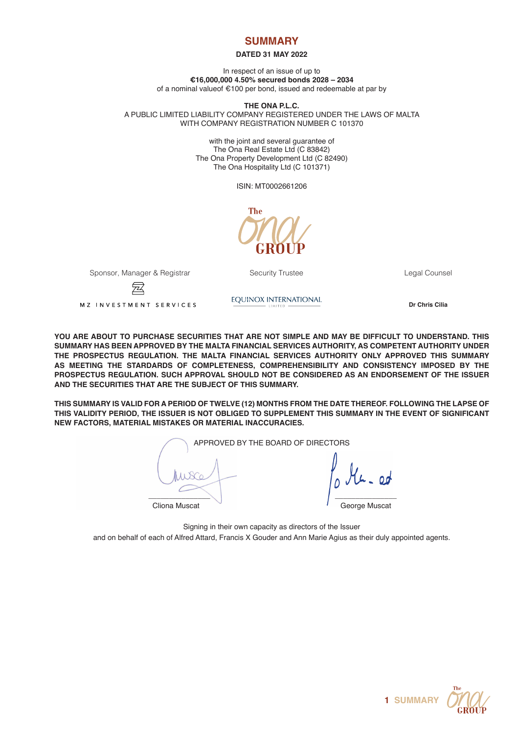# SUMMARY

**DATED 31 MAY 2022**

In respect of an issue of up to
**€16,000,000 4.50% secured bonds 2028 – 2034**
of a nominal valueof €100 per bond, issued and redeemable at par by

**THE ONA P.L.C.**
A PUBLIC LIMITED LIABILITY COMPANY REGISTERED UNDER THE LAWS OF MALTA
WITH COMPANY REGISTRATION NUMBER C 101370

with the joint and several guarantee of
The Ona Real Estate Ltd (C 83842)
The Ona Property Development Ltd (C 82490)
The Ona Hospitality Ltd (C 101371)

ISIN: MT0002661206

| Sponsor, Manager & Registrar | Security Trustee | Legal Counsel |
|---|---|---|
| MZ INVESTMENT SERVICES | EQUINOX INTERNATIONAL LIMITED | **Dr Chris Cilia** |

**YOU ARE ABOUT TO PURCHASE SECURITIES THAT ARE NOT SIMPLE AND MAY BE DIFFICULT TO UNDERSTAND. THIS SUMMARY HAS BEEN APPROVED BY THE MALTA FINANCIAL SERVICES AUTHORITY, AS COMPETENT AUTHORITY UNDER THE PROSPECTUS REGULATION. THE MALTA FINANCIAL SERVICES AUTHORITY ONLY APPROVED THIS SUMMARY AS MEETING THE STARDARDS OF COMPLETENESS, COMPREHENSIBILITY AND CONSISTENCY IMPOSED BY THE PROSPECTUS REGULATION. SUCH APPROVAL SHOULD NOT BE CONSIDERED AS AN ENDORSEMENT OF THE ISSUER AND THE SECURITIES THAT ARE THE SUBJECT OF THIS SUMMARY.**

**THIS SUMMARY IS VALID FOR A PERIOD OF TWELVE (12) MONTHS FROM THE DATE THEREOF. FOLLOWING THE LAPSE OF THIS VALIDITY PERIOD, THE ISSUER IS NOT OBLIGED TO SUPPLEMENT THIS SUMMARY IN THE EVENT OF SIGNIFICANT NEW FACTORS, MATERIAL MISTAKES OR MATERIAL INACCURACIES.**

APPROVED BY THE BOARD OF DIRECTORS

| | |
|---|---|
| Cliona Muscat | George Muscat |

Signing in their own capacity as directors of the Issuer
and on behalf of each of Alfred Attard, Francis X Gouder and Ann Marie Agius as their duly appointed agents.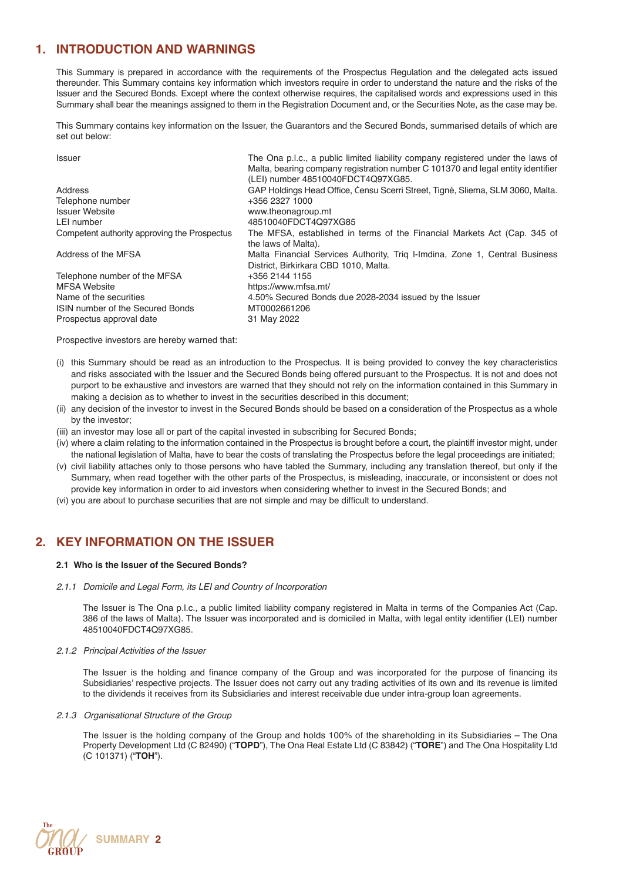## 1. INTRODUCTION AND WARNINGS

This Summary is prepared in accordance with the requirements of the Prospectus Regulation and the delegated acts issued thereunder. This Summary contains key information which investors require in order to understand the nature and the risks of the Issuer and the Secured Bonds. Except where the context otherwise requires, the capitalised words and expressions used in this Summary shall bear the meanings assigned to them in the Registration Document and, or the Securities Note, as the case may be.

This Summary contains key information on the Issuer, the Guarantors and the Secured Bonds, summarised details of which are set out below:

| | |
|---|---|
| Issuer | The Ona p.l.c., a public limited liability company registered under the laws of Malta, bearing company registration number C 101370 and legal entity identifier (LEI) number 48510040FDCT4Q97XG85. |
| Address | GAP Holdings Head Office, Ċensu Scerri Street, Tigné, Sliema, SLM 3060, Malta. |
| Telephone number | +356 2327 1000 |
| Issuer Website | www.theonagroup.mt |
| LEI number | 48510040FDCT4Q97XG85 |
| Competent authority approving the Prospectus | The MFSA, established in terms of the Financial Markets Act (Cap. 345 of the laws of Malta). |
| Address of the MFSA | Malta Financial Services Authority, Triq l-Imdina, Zone 1, Central Business District, Birkirkara CBD 1010, Malta. |
| Telephone number of the MFSA | +356 2144 1155 |
| MFSA Website | https://www.mfsa.mt/ |
| Name of the securities | 4.50% Secured Bonds due 2028-2034 issued by the Issuer |
| ISIN number of the Secured Bonds | MT0002661206 |
| Prospectus approval date | 31 May 2022 |

Prospective investors are hereby warned that:

(i) this Summary should be read as an introduction to the Prospectus. It is being provided to convey the key characteristics and risks associated with the Issuer and the Secured Bonds being offered pursuant to the Prospectus. It is not and does not purport to be exhaustive and investors are warned that they should not rely on the information contained in this Summary in making a decision as to whether to invest in the securities described in this document;
(ii) any decision of the investor to invest in the Secured Bonds should be based on a consideration of the Prospectus as a whole by the investor;
(iii) an investor may lose all or part of the capital invested in subscribing for Secured Bonds;
(iv) where a claim relating to the information contained in the Prospectus is brought before a court, the plaintiff investor might, under the national legislation of Malta, have to bear the costs of translating the Prospectus before the legal proceedings are initiated;
(v) civil liability attaches only to those persons who have tabled the Summary, including any translation thereof, but only if the Summary, when read together with the other parts of the Prospectus, is misleading, inaccurate, or inconsistent or does not provide key information in order to aid investors when considering whether to invest in the Secured Bonds; and
(vi) you are about to purchase securities that are not simple and may be difficult to understand.

## 2. KEY INFORMATION ON THE ISSUER

### 2.1 Who is the Issuer of the Secured Bonds?

*2.1.1 Domicile and Legal Form, its LEI and Country of Incorporation*

The Issuer is The Ona p.l.c., a public limited liability company registered in Malta in terms of the Companies Act (Cap. 386 of the laws of Malta). The Issuer was incorporated and is domiciled in Malta, with legal entity identifier (LEI) number 48510040FDCT4Q97XG85.

*2.1.2 Principal Activities of the Issuer*

The Issuer is the holding and finance company of the Group and was incorporated for the purpose of financing its Subsidiaries' respective projects. The Issuer does not carry out any trading activities of its own and its revenue is limited to the dividends it receives from its Subsidiaries and interest receivable due under intra-group loan agreements.

*2.1.3 Organisational Structure of the Group*

The Issuer is the holding company of the Group and holds 100% of the shareholding in its Subsidiaries – The Ona Property Development Ltd (C 82490) ("**TOPD**"), The Ona Real Estate Ltd (C 83842) ("**TORE**") and The Ona Hospitality Ltd (C 101371) ("**TOH**").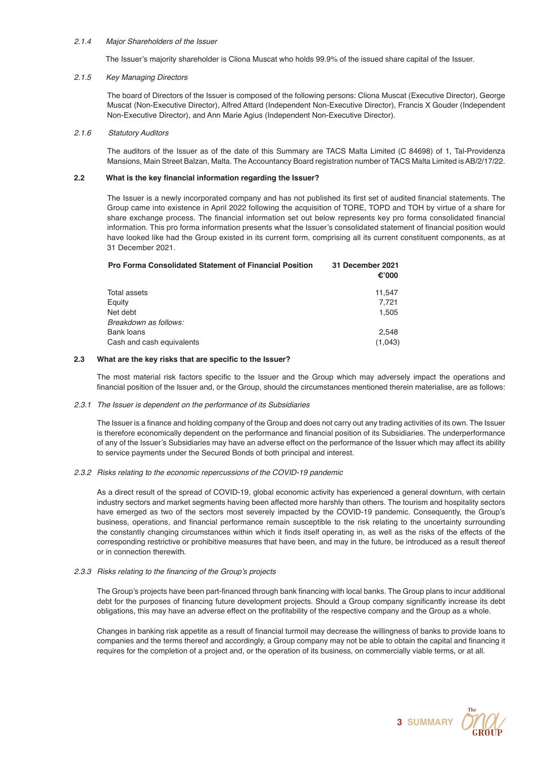#### 2.1.4 *Major Shareholders of the Issuer*

The Issuer's majority shareholder is Cliona Muscat who holds 99.9% of the issued share capital of the Issuer.

#### 2.1.5 *Key Managing Directors*

The board of Directors of the Issuer is composed of the following persons: Cliona Muscat (Executive Director), George Muscat (Non-Executive Director), Alfred Attard (Independent Non-Executive Director), Francis X Gouder (Independent Non-Executive Director), and Ann Marie Agius (Independent Non-Executive Director).

#### 2.1.6 *Statutory Auditors*

The auditors of the Issuer as of the date of this Summary are TACS Malta Limited (C 84698) of 1, Tal-Providenza Mansions, Main Street Balzan, Malta. The Accountancy Board registration number of TACS Malta Limited is AB/2/17/22.

### 2.2 What is the key financial information regarding the Issuer?

The Issuer is a newly incorporated company and has not published its first set of audited financial statements. The Group came into existence in April 2022 following the acquisition of TORE, TOPD and TOH by virtue of a share for share exchange process. The financial information set out below represents key pro forma consolidated financial information. This pro forma information presents what the Issuer's consolidated statement of financial position would have looked like had the Group existed in its current form, comprising all its current constituent components, as at 31 December 2021.

| **Pro Forma Consolidated Statement of Financial Position** | **31 December 2021 €'000** |
|---|---|
| Total assets | 11,547 |
| Equity | 7,721 |
| Net debt | 1,505 |
| *Breakdown as follows:* | |
| Bank loans | 2,548 |
| Cash and cash equivalents | (1,043) |

### 2.3 What are the key risks that are specific to the Issuer?

The most material risk factors specific to the Issuer and the Group which may adversely impact the operations and financial position of the Issuer and, or the Group, should the circumstances mentioned therein materialise, are as follows:

#### 2.3.1 *The Issuer is dependent on the performance of its Subsidiaries*

The Issuer is a finance and holding company of the Group and does not carry out any trading activities of its own. The Issuer is therefore economically dependent on the performance and financial position of its Subsidiaries. The underperformance of any of the Issuer's Subsidiaries may have an adverse effect on the performance of the Issuer which may affect its ability to service payments under the Secured Bonds of both principal and interest.

#### 2.3.2 *Risks relating to the economic repercussions of the COVID-19 pandemic*

As a direct result of the spread of COVID-19, global economic activity has experienced a general downturn, with certain industry sectors and market segments having been affected more harshly than others. The tourism and hospitality sectors have emerged as two of the sectors most severely impacted by the COVID-19 pandemic. Consequently, the Group's business, operations, and financial performance remain susceptible to the risk relating to the uncertainty surrounding the constantly changing circumstances within which it finds itself operating in, as well as the risks of the effects of the corresponding restrictive or prohibitive measures that have been, and may in the future, be introduced as a result thereof or in connection therewith.

#### 2.3.3 *Risks relating to the financing of the Group's projects*

The Group's projects have been part-financed through bank financing with local banks. The Group plans to incur additional debt for the purposes of financing future development projects. Should a Group company significantly increase its debt obligations, this may have an adverse effect on the profitability of the respective company and the Group as a whole.

Changes in banking risk appetite as a result of financial turmoil may decrease the willingness of banks to provide loans to companies and the terms thereof and accordingly, a Group company may not be able to obtain the capital and financing it requires for the completion of a project and, or the operation of its business, on commercially viable terms, or at all.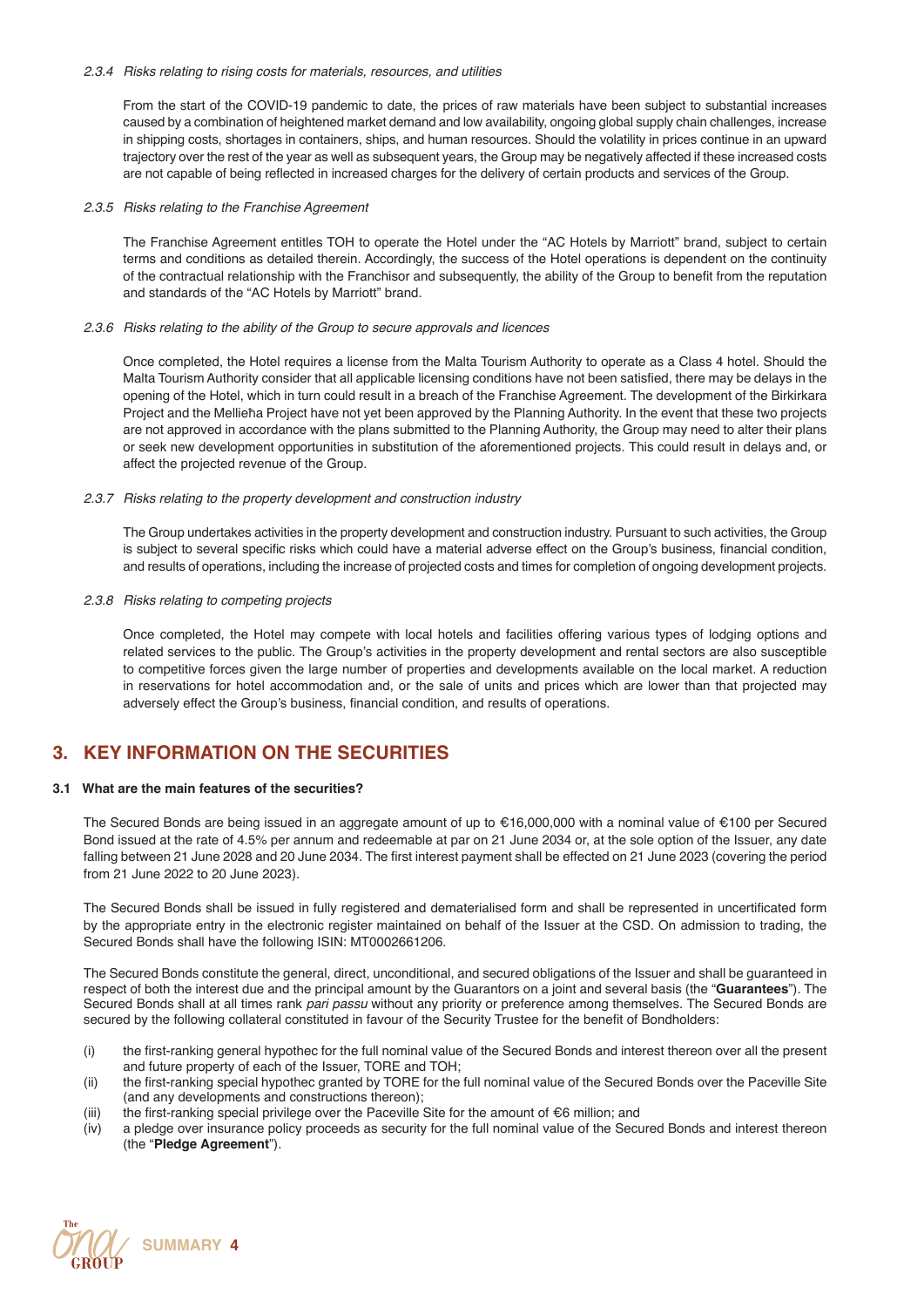*2.3.4 Risks relating to rising costs for materials, resources, and utilities*

From the start of the COVID-19 pandemic to date, the prices of raw materials have been subject to substantial increases caused by a combination of heightened market demand and low availability, ongoing global supply chain challenges, increase in shipping costs, shortages in containers, ships, and human resources. Should the volatility in prices continue in an upward trajectory over the rest of the year as well as subsequent years, the Group may be negatively affected if these increased costs are not capable of being reflected in increased charges for the delivery of certain products and services of the Group.

*2.3.5 Risks relating to the Franchise Agreement*

The Franchise Agreement entitles TOH to operate the Hotel under the "AC Hotels by Marriott" brand, subject to certain terms and conditions as detailed therein. Accordingly, the success of the Hotel operations is dependent on the continuity of the contractual relationship with the Franchisor and subsequently, the ability of the Group to benefit from the reputation and standards of the "AC Hotels by Marriott" brand.

*2.3.6 Risks relating to the ability of the Group to secure approvals and licences*

Once completed, the Hotel requires a license from the Malta Tourism Authority to operate as a Class 4 hotel. Should the Malta Tourism Authority consider that all applicable licensing conditions have not been satisfied, there may be delays in the opening of the Hotel, which in turn could result in a breach of the Franchise Agreement. The development of the Birkirkara Project and the Mellieħa Project have not yet been approved by the Planning Authority. In the event that these two projects are not approved in accordance with the plans submitted to the Planning Authority, the Group may need to alter their plans or seek new development opportunities in substitution of the aforementioned projects. This could result in delays and, or affect the projected revenue of the Group.

*2.3.7 Risks relating to the property development and construction industry*

The Group undertakes activities in the property development and construction industry. Pursuant to such activities, the Group is subject to several specific risks which could have a material adverse effect on the Group's business, financial condition, and results of operations, including the increase of projected costs and times for completion of ongoing development projects.

*2.3.8 Risks relating to competing projects*

Once completed, the Hotel may compete with local hotels and facilities offering various types of lodging options and related services to the public. The Group's activities in the property development and rental sectors are also susceptible to competitive forces given the large number of properties and developments available on the local market. A reduction in reservations for hotel accommodation and, or the sale of units and prices which are lower than that projected may adversely effect the Group's business, financial condition, and results of operations.

## 3. KEY INFORMATION ON THE SECURITIES

### 3.1 What are the main features of the securities?

The Secured Bonds are being issued in an aggregate amount of up to €16,000,000 with a nominal value of €100 per Secured Bond issued at the rate of 4.5% per annum and redeemable at par on 21 June 2034 or, at the sole option of the Issuer, any date falling between 21 June 2028 and 20 June 2034. The first interest payment shall be effected on 21 June 2023 (covering the period from 21 June 2022 to 20 June 2023).

The Secured Bonds shall be issued in fully registered and dematerialised form and shall be represented in uncertificated form by the appropriate entry in the electronic register maintained on behalf of the Issuer at the CSD. On admission to trading, the Secured Bonds shall have the following ISIN: MT0002661206.

The Secured Bonds constitute the general, direct, unconditional, and secured obligations of the Issuer and shall be guaranteed in respect of both the interest due and the principal amount by the Guarantors on a joint and several basis (the "**Guarantees**"). The Secured Bonds shall at all times rank *pari passu* without any priority or preference among themselves. The Secured Bonds are secured by the following collateral constituted in favour of the Security Trustee for the benefit of Bondholders:

(i) the first-ranking general hypothec for the full nominal value of the Secured Bonds and interest thereon over all the present and future property of each of the Issuer, TORE and TOH;

(ii) the first-ranking special hypothec granted by TORE for the full nominal value of the Secured Bonds over the Paceville Site (and any developments and constructions thereon);

(iii) the first-ranking special privilege over the Paceville Site for the amount of €6 million; and

(iv) a pledge over insurance policy proceeds as security for the full nominal value of the Secured Bonds and interest thereon (the "**Pledge Agreement**").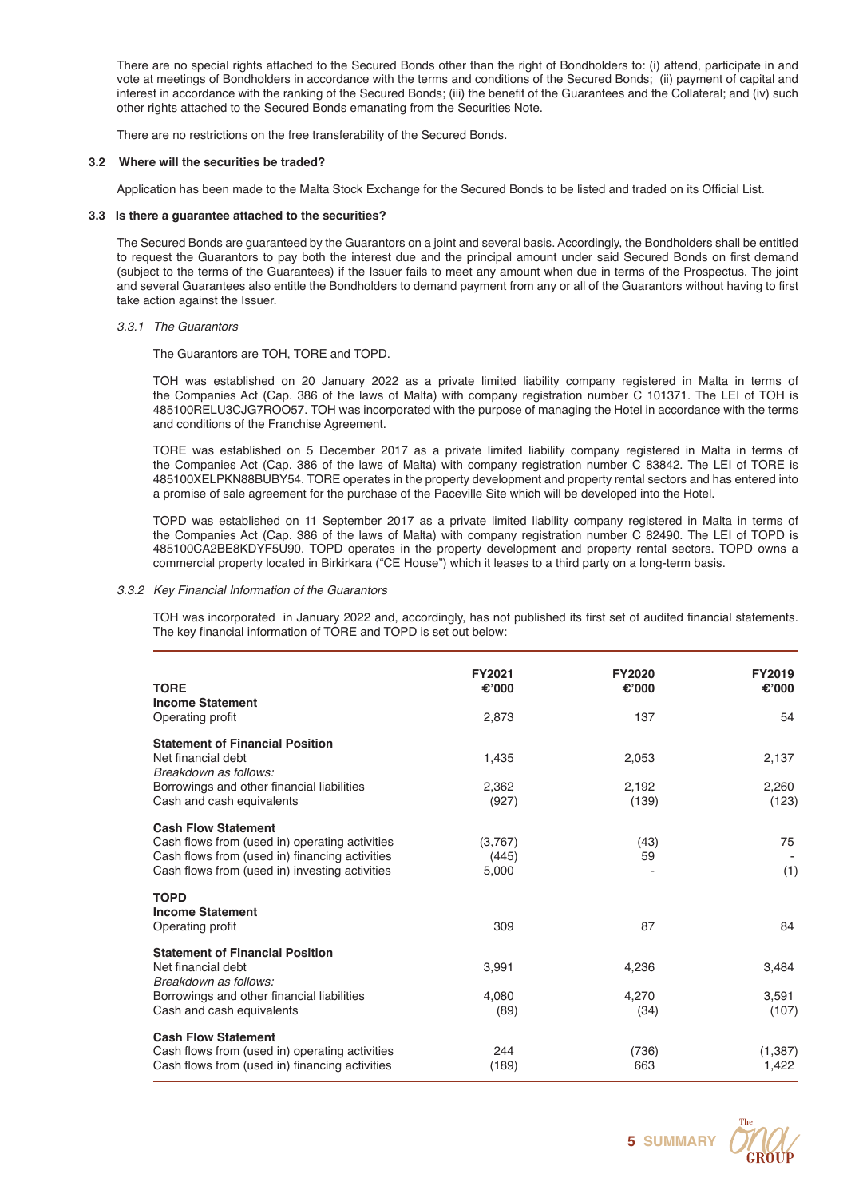There are no special rights attached to the Secured Bonds other than the right of Bondholders to: (i) attend, participate in and vote at meetings of Bondholders in accordance with the terms and conditions of the Secured Bonds; (ii) payment of capital and interest in accordance with the ranking of the Secured Bonds; (iii) the benefit of the Guarantees and the Collateral; and (iv) such other rights attached to the Secured Bonds emanating from the Securities Note.

There are no restrictions on the free transferability of the Secured Bonds.

### 3.2 Where will the securities be traded?

Application has been made to the Malta Stock Exchange for the Secured Bonds to be listed and traded on its Official List.

### 3.3 Is there a guarantee attached to the securities?

The Secured Bonds are guaranteed by the Guarantors on a joint and several basis. Accordingly, the Bondholders shall be entitled to request the Guarantors to pay both the interest due and the principal amount under said Secured Bonds on first demand (subject to the terms of the Guarantees) if the Issuer fails to meet any amount when due in terms of the Prospectus. The joint and several Guarantees also entitle the Bondholders to demand payment from any or all of the Guarantors without having to first take action against the Issuer.

#### *3.3.1 The Guarantors*

The Guarantors are TOH, TORE and TOPD.

TOH was established on 20 January 2022 as a private limited liability company registered in Malta in terms of the Companies Act (Cap. 386 of the laws of Malta) with company registration number C 101371. The LEI of TOH is 485100RELU3CJG7ROO57. TOH was incorporated with the purpose of managing the Hotel in accordance with the terms and conditions of the Franchise Agreement.

TORE was established on 5 December 2017 as a private limited liability company registered in Malta in terms of the Companies Act (Cap. 386 of the laws of Malta) with company registration number C 83842. The LEI of TORE is 485100XELPKN88BUBY54. TORE operates in the property development and property rental sectors and has entered into a promise of sale agreement for the purchase of the Paceville Site which will be developed into the Hotel.

TOPD was established on 11 September 2017 as a private limited liability company registered in Malta in terms of the Companies Act (Cap. 386 of the laws of Malta) with company registration number C 82490. The LEI of TOPD is 485100CA2BE8KDYF5U90. TOPD operates in the property development and property rental sectors. TOPD owns a commercial property located in Birkirkara ("CE House") which it leases to a third party on a long-term basis.

#### *3.3.2 Key Financial Information of the Guarantors*

TOH was incorporated in January 2022 and, accordingly, has not published its first set of audited financial statements. The key financial information of TORE and TOPD is set out below:

| **TORE** | **FY2021 €'000** | **FY2020 €'000** | **FY2019 €'000** |
|---|---|---|---|
| **Income Statement** | | | |
| Operating profit | 2,873 | 137 | 54 |
| **Statement of Financial Position** | | | |
| Net financial debt | 1,435 | 2,053 | 2,137 |
| *Breakdown as follows:* | | | |
| Borrowings and other financial liabilities | 2,362 | 2,192 | 2,260 |
| Cash and cash equivalents | (927) | (139) | (123) |
| **Cash Flow Statement** | | | |
| Cash flows from (used in) operating activities | (3,767) | (43) | 75 |
| Cash flows from (used in) financing activities | (445) | 59 | - |
| Cash flows from (used in) investing activities | 5,000 | - | (1) |
| **TOPD** | | | |
| **Income Statement** | | | |
| Operating profit | 309 | 87 | 84 |
| **Statement of Financial Position** | | | |
| Net financial debt | 3,991 | 4,236 | 3,484 |
| *Breakdown as follows:* | | | |
| Borrowings and other financial liabilities | 4,080 | 4,270 | 3,591 |
| Cash and cash equivalents | (89) | (34) | (107) |
| **Cash Flow Statement** | | | |
| Cash flows from (used in) operating activities | 244 | (736) | (1,387) |
| Cash flows from (used in) financing activities | (189) | 663 | 1,422 |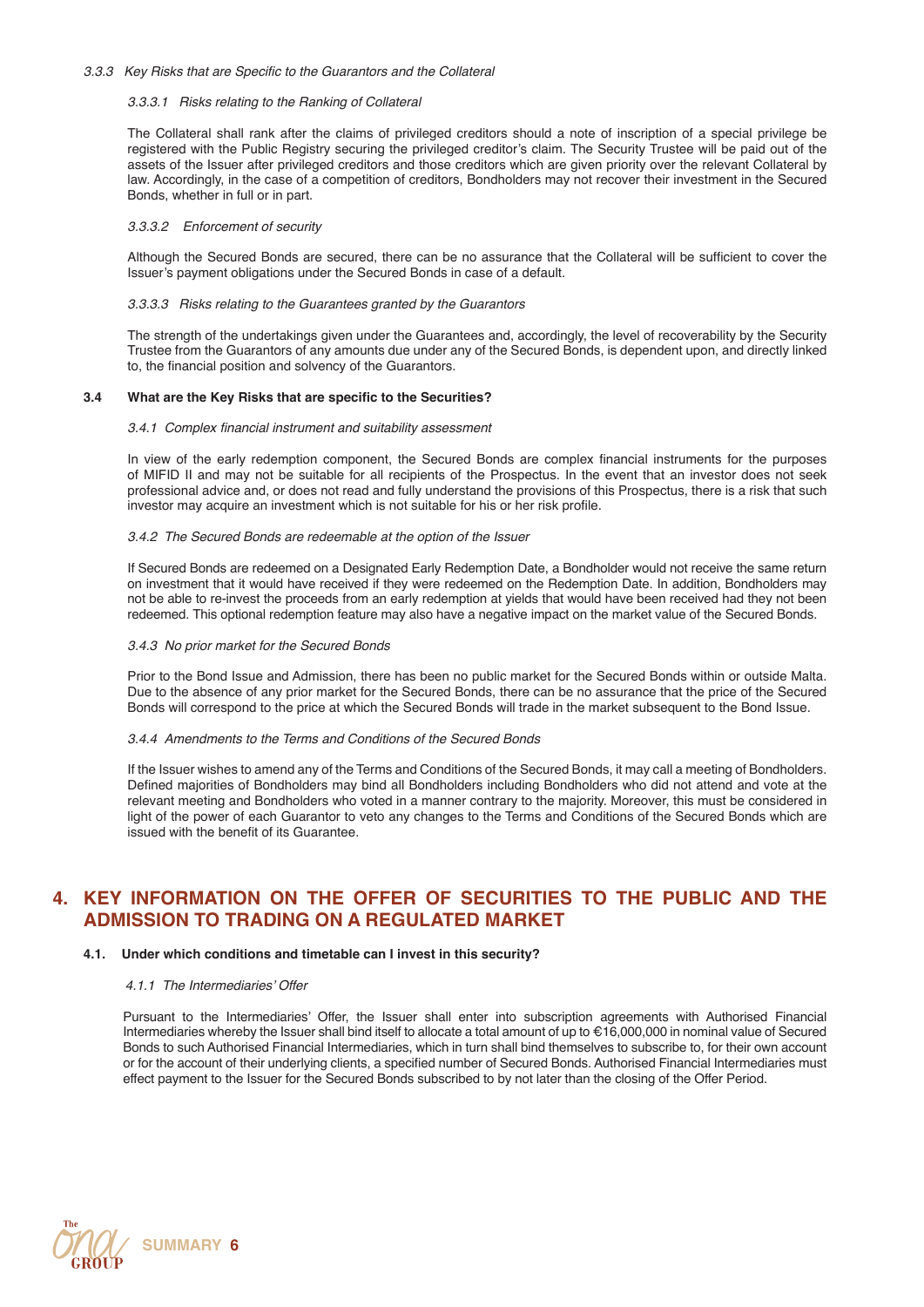### *3.3.3 Key Risks that are Specific to the Guarantors and the Collateral*

#### *3.3.3.1 Risks relating to the Ranking of Collateral*

The Collateral shall rank after the claims of privileged creditors should a note of inscription of a special privilege be registered with the Public Registry securing the privileged creditor's claim. The Security Trustee will be paid out of the assets of the Issuer after privileged creditors and those creditors which are given priority over the relevant Collateral by law. Accordingly, in the case of a competition of creditors, Bondholders may not recover their investment in the Secured Bonds, whether in full or in part.

#### *3.3.3.2 Enforcement of security*

Although the Secured Bonds are secured, there can be no assurance that the Collateral will be sufficient to cover the Issuer's payment obligations under the Secured Bonds in case of a default.

#### *3.3.3.3 Risks relating to the Guarantees granted by the Guarantors*

The strength of the undertakings given under the Guarantees and, accordingly, the level of recoverability by the Security Trustee from the Guarantors of any amounts due under any of the Secured Bonds, is dependent upon, and directly linked to, the financial position and solvency of the Guarantors.

### 3.4 What are the Key Risks that are specific to the Securities?

#### *3.4.1 Complex financial instrument and suitability assessment*

In view of the early redemption component, the Secured Bonds are complex financial instruments for the purposes of MIFID II and may not be suitable for all recipients of the Prospectus. In the event that an investor does not seek professional advice and, or does not read and fully understand the provisions of this Prospectus, there is a risk that such investor may acquire an investment which is not suitable for his or her risk profile.

#### *3.4.2 The Secured Bonds are redeemable at the option of the Issuer*

If Secured Bonds are redeemed on a Designated Early Redemption Date, a Bondholder would not receive the same return on investment that it would have received if they were redeemed on the Redemption Date. In addition, Bondholders may not be able to re-invest the proceeds from an early redemption at yields that would have been received had they not been redeemed. This optional redemption feature may also have a negative impact on the market value of the Secured Bonds.

#### *3.4.3 No prior market for the Secured Bonds*

Prior to the Bond Issue and Admission, there has been no public market for the Secured Bonds within or outside Malta. Due to the absence of any prior market for the Secured Bonds, there can be no assurance that the price of the Secured Bonds will correspond to the price at which the Secured Bonds will trade in the market subsequent to the Bond Issue.

#### *3.4.4 Amendments to the Terms and Conditions of the Secured Bonds*

If the Issuer wishes to amend any of the Terms and Conditions of the Secured Bonds, it may call a meeting of Bondholders. Defined majorities of Bondholders may bind all Bondholders including Bondholders who did not attend and vote at the relevant meeting and Bondholders who voted in a manner contrary to the majority. Moreover, this must be considered in light of the power of each Guarantor to veto any changes to the Terms and Conditions of the Secured Bonds which are issued with the benefit of its Guarantee.

## 4. KEY INFORMATION ON THE OFFER OF SECURITIES TO THE PUBLIC AND THE ADMISSION TO TRADING ON A REGULATED MARKET

### 4.1. Under which conditions and timetable can I invest in this security?

#### *4.1.1 The Intermediaries' Offer*

Pursuant to the Intermediaries' Offer, the Issuer shall enter into subscription agreements with Authorised Financial Intermediaries whereby the Issuer shall bind itself to allocate a total amount of up to €16,000,000 in nominal value of Secured Bonds to such Authorised Financial Intermediaries, which in turn shall bind themselves to subscribe to, for their own account or for the account of their underlying clients, a specified number of Secured Bonds. Authorised Financial Intermediaries must effect payment to the Issuer for the Secured Bonds subscribed to by not later than the closing of the Offer Period.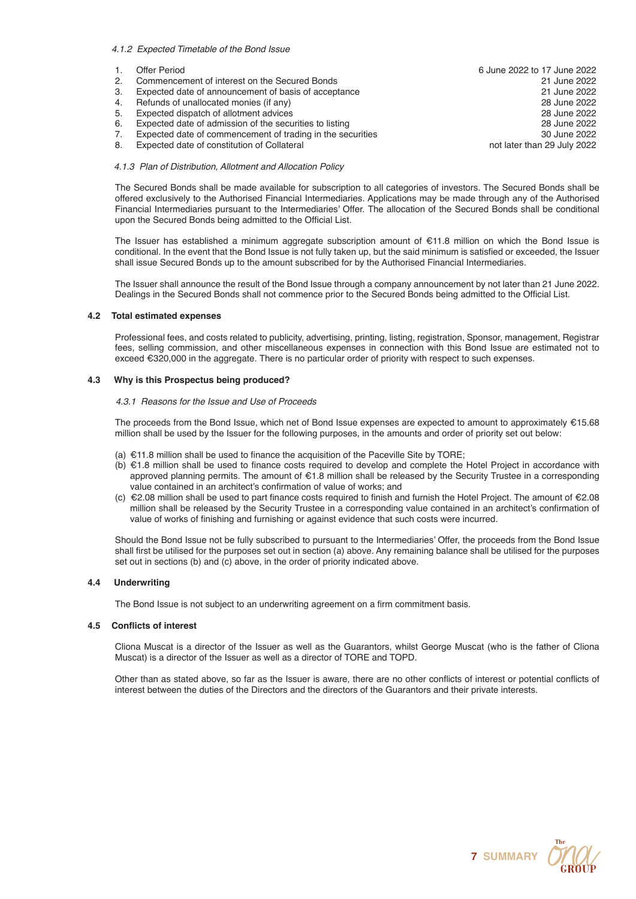*4.1.2 Expected Timetable of the Bond Issue*

| | | |
|---|---|---|
| 1. | Offer Period | 6 June 2022 to 17 June 2022 |
| 2. | Commencement of interest on the Secured Bonds | 21 June 2022 |
| 3. | Expected date of announcement of basis of acceptance | 21 June 2022 |
| 4. | Refunds of unallocated monies (if any) | 28 June 2022 |
| 5. | Expected dispatch of allotment advices | 28 June 2022 |
| 6. | Expected date of admission of the securities to listing | 28 June 2022 |
| 7. | Expected date of commencement of trading in the securities | 30 June 2022 |
| 8. | Expected date of constitution of Collateral | not later than 29 July 2022 |

*4.1.3 Plan of Distribution, Allotment and Allocation Policy*

The Secured Bonds shall be made available for subscription to all categories of investors. The Secured Bonds shall be offered exclusively to the Authorised Financial Intermediaries. Applications may be made through any of the Authorised Financial Intermediaries pursuant to the Intermediaries' Offer. The allocation of the Secured Bonds shall be conditional upon the Secured Bonds being admitted to the Official List.

The Issuer has established a minimum aggregate subscription amount of €11.8 million on which the Bond Issue is conditional. In the event that the Bond Issue is not fully taken up, but the said minimum is satisfied or exceeded, the Issuer shall issue Secured Bonds up to the amount subscribed for by the Authorised Financial Intermediaries.

The Issuer shall announce the result of the Bond Issue through a company announcement by not later than 21 June 2022. Dealings in the Secured Bonds shall not commence prior to the Secured Bonds being admitted to the Official List.

### 4.2 Total estimated expenses

Professional fees, and costs related to publicity, advertising, printing, listing, registration, Sponsor, management, Registrar fees, selling commission, and other miscellaneous expenses in connection with this Bond Issue are estimated not to exceed €320,000 in the aggregate. There is no particular order of priority with respect to such expenses.

### 4.3 Why is this Prospectus being produced?

*4.3.1 Reasons for the Issue and Use of Proceeds*

The proceeds from the Bond Issue, which net of Bond Issue expenses are expected to amount to approximately €15.68 million shall be used by the Issuer for the following purposes, in the amounts and order of priority set out below:

(a) €11.8 million shall be used to finance the acquisition of the Paceville Site by TORE;
(b) €1.8 million shall be used to finance costs required to develop and complete the Hotel Project in accordance with approved planning permits. The amount of €1.8 million shall be released by the Security Trustee in a corresponding value contained in an architect's confirmation of value of works; and
(c) €2.08 million shall be used to part finance costs required to finish and furnish the Hotel Project. The amount of €2.08 million shall be released by the Security Trustee in a corresponding value contained in an architect's confirmation of value of works of finishing and furnishing or against evidence that such costs were incurred.

Should the Bond Issue not be fully subscribed to pursuant to the Intermediaries' Offer, the proceeds from the Bond Issue shall first be utilised for the purposes set out in section (a) above. Any remaining balance shall be utilised for the purposes set out in sections (b) and (c) above, in the order of priority indicated above.

### 4.4 Underwriting

The Bond Issue is not subject to an underwriting agreement on a firm commitment basis.

### 4.5 Conflicts of interest

Cliona Muscat is a director of the Issuer as well as the Guarantors, whilst George Muscat (who is the father of Cliona Muscat) is a director of the Issuer as well as a director of TORE and TOPD.

Other than as stated above, so far as the Issuer is aware, there are no other conflicts of interest or potential conflicts of interest between the duties of the Directors and the directors of the Guarantors and their private interests.